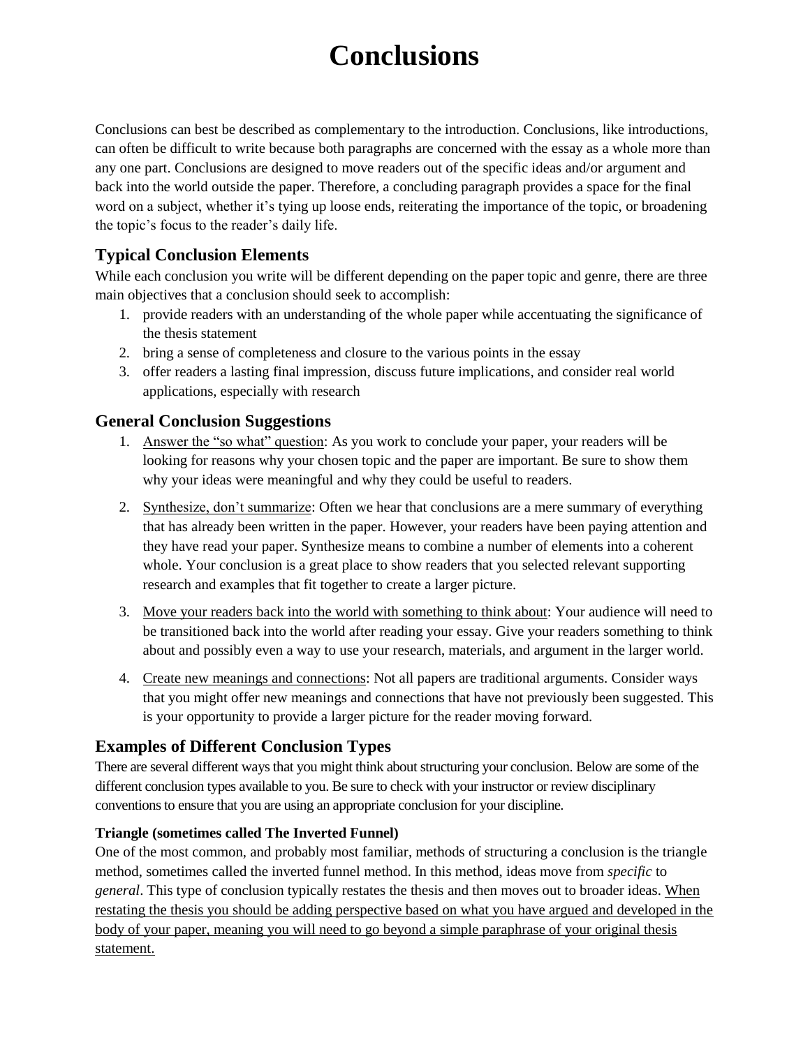# Conclusions

Conclusions can best be described as complementary to the introduction. Conclusions, like introductions, can often be difficult to write because both paragraphs are concerned with the essay as a whole more than any one part. Conclusions are designed to move readers out of the specific ideas and/or argument and back into the world outside the paper. Therefore, a concluding paragraph provides a space for the final word on a subject, whether it's tying up loose ends, reiterating the importance of the topic, or broadening the topic's focus to the reader's daily life.

## Typical Conclusion Elements

While each conclusion you write will be different depending on the paper topic and genre, there are three main objectives that a conclusion should seek to accomplish:

1. provide readers with an understanding of the whole paper while accentuating the significance of the thesis statement
2. bring a sense of completeness and closure to the various points in the essay
3. offer readers a lasting final impression, discuss future implications, and consider real world applications, especially with research

## General Conclusion Suggestions

1. <u>Answer the "so what" question</u>: As you work to conclude your paper, your readers will be looking for reasons why your chosen topic and the paper are important. Be sure to show them why your ideas were meaningful and why they could be useful to readers.

2. <u>Synthesize, don't summarize</u>: Often we hear that conclusions are a mere summary of everything that has already been written in the paper. However, your readers have been paying attention and they have read your paper. Synthesize means to combine a number of elements into a coherent whole. Your conclusion is a great place to show readers that you selected relevant supporting research and examples that fit together to create a larger picture.

3. <u>Move your readers back into the world with something to think about</u>: Your audience will need to be transitioned back into the world after reading your essay. Give your readers something to think about and possibly even a way to use your research, materials, and argument in the larger world.

4. <u>Create new meanings and connections</u>: Not all papers are traditional arguments. Consider ways that you might offer new meanings and connections that have not previously been suggested. This is your opportunity to provide a larger picture for the reader moving forward.

## Examples of Different Conclusion Types

There are several different ways that you might think about structuring your conclusion. Below are some of the different conclusion types available to you. Be sure to check with your instructor or review disciplinary conventions to ensure that you are using an appropriate conclusion for your discipline.

### Triangle (sometimes called The Inverted Funnel)

One of the most common, and probably most familiar, methods of structuring a conclusion is the triangle method, sometimes called the inverted funnel method. In this method, ideas move from *specific* to *general*. This type of conclusion typically restates the thesis and then moves out to broader ideas. <u>When restating the thesis you should be adding perspective based on what you have argued and developed in the body of your paper, meaning you will need to go beyond a simple paraphrase of your original thesis statement.</u>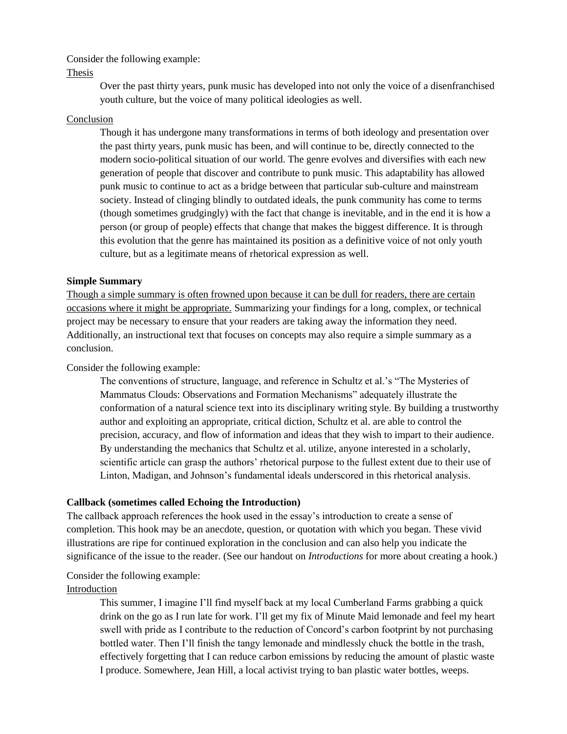Consider the following example:

Thesis

> Over the past thirty years, punk music has developed into not only the voice of a disenfranchised youth culture, but the voice of many political ideologies as well.

Conclusion

> Though it has undergone many transformations in terms of both ideology and presentation over the past thirty years, punk music has been, and will continue to be, directly connected to the modern socio-political situation of our world. The genre evolves and diversifies with each new generation of people that discover and contribute to punk music. This adaptability has allowed punk music to continue to act as a bridge between that particular sub-culture and mainstream society. Instead of clinging blindly to outdated ideals, the punk community has come to terms (though sometimes grudgingly) with the fact that change is inevitable, and in the end it is how a person (or group of people) effects that change that makes the biggest difference. It is through this evolution that the genre has maintained its position as a definitive voice of not only youth culture, but as a legitimate means of rhetorical expression as well.

**Simple Summary**

Though a simple summary is often frowned upon because it can be dull for readers, there are certain occasions where it might be appropriate. Summarizing your findings for a long, complex, or technical project may be necessary to ensure that your readers are taking away the information they need. Additionally, an instructional text that focuses on concepts may also require a simple summary as a conclusion.

Consider the following example:

> The conventions of structure, language, and reference in Schultz et al.'s "The Mysteries of Mammatus Clouds: Observations and Formation Mechanisms" adequately illustrate the conformation of a natural science text into its disciplinary writing style. By building a trustworthy author and exploiting an appropriate, critical diction, Schultz et al. are able to control the precision, accuracy, and flow of information and ideas that they wish to impart to their audience. By understanding the mechanics that Schultz et al. utilize, anyone interested in a scholarly, scientific article can grasp the authors' rhetorical purpose to the fullest extent due to their use of Linton, Madigan, and Johnson's fundamental ideals underscored in this rhetorical analysis.

**Callback (sometimes called Echoing the Introduction)**

The callback approach references the hook used in the essay's introduction to create a sense of completion. This hook may be an anecdote, question, or quotation with which you began. These vivid illustrations are ripe for continued exploration in the conclusion and can also help you indicate the significance of the issue to the reader. (See our handout on *Introductions* for more about creating a hook.)

Consider the following example:

Introduction

> This summer, I imagine I'll find myself back at my local Cumberland Farms grabbing a quick drink on the go as I run late for work. I'll get my fix of Minute Maid lemonade and feel my heart swell with pride as I contribute to the reduction of Concord's carbon footprint by not purchasing bottled water. Then I'll finish the tangy lemonade and mindlessly chuck the bottle in the trash, effectively forgetting that I can reduce carbon emissions by reducing the amount of plastic waste I produce. Somewhere, Jean Hill, a local activist trying to ban plastic water bottles, weeps.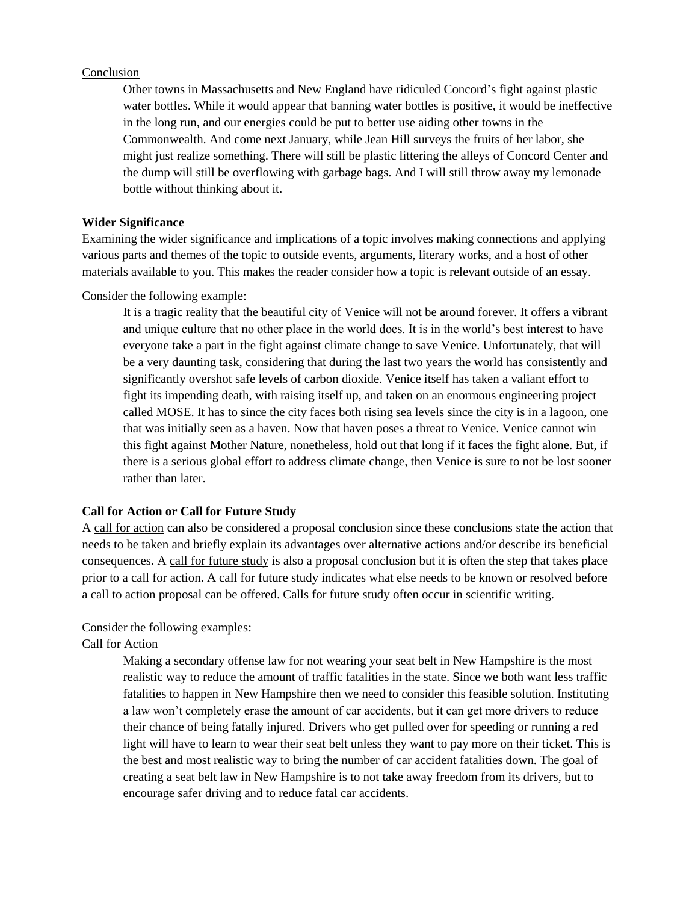Conclusion

> Other towns in Massachusetts and New England have ridiculed Concord's fight against plastic water bottles. While it would appear that banning water bottles is positive, it would be ineffective in the long run, and our energies could be put to better use aiding other towns in the Commonwealth. And come next January, while Jean Hill surveys the fruits of her labor, she might just realize something. There will still be plastic littering the alleys of Concord Center and the dump will still be overflowing with garbage bags. And I will still throw away my lemonade bottle without thinking about it.

**Wider Significance**

Examining the wider significance and implications of a topic involves making connections and applying various parts and themes of the topic to outside events, arguments, literary works, and a host of other materials available to you. This makes the reader consider how a topic is relevant outside of an essay.

Consider the following example:

> It is a tragic reality that the beautiful city of Venice will not be around forever. It offers a vibrant and unique culture that no other place in the world does. It is in the world's best interest to have everyone take a part in the fight against climate change to save Venice. Unfortunately, that will be a very daunting task, considering that during the last two years the world has consistently and significantly overshot safe levels of carbon dioxide. Venice itself has taken a valiant effort to fight its impending death, with raising itself up, and taken on an enormous engineering project called MOSE. It has to since the city faces both rising sea levels since the city is in a lagoon, one that was initially seen as a haven. Now that haven poses a threat to Venice. Venice cannot win this fight against Mother Nature, nonetheless, hold out that long if it faces the fight alone. But, if there is a serious global effort to address climate change, then Venice is sure to not be lost sooner rather than later.

**Call for Action or Call for Future Study**

A call for action can also be considered a proposal conclusion since these conclusions state the action that needs to be taken and briefly explain its advantages over alternative actions and/or describe its beneficial consequences. A call for future study is also a proposal conclusion but it is often the step that takes place prior to a call for action. A call for future study indicates what else needs to be known or resolved before a call to action proposal can be offered. Calls for future study often occur in scientific writing.

Consider the following examples:

Call for Action

> Making a secondary offense law for not wearing your seat belt in New Hampshire is the most realistic way to reduce the amount of traffic fatalities in the state. Since we both want less traffic fatalities to happen in New Hampshire then we need to consider this feasible solution. Instituting a law won't completely erase the amount of car accidents, but it can get more drivers to reduce their chance of being fatally injured. Drivers who get pulled over for speeding or running a red light will have to learn to wear their seat belt unless they want to pay more on their ticket. This is the best and most realistic way to bring the number of car accident fatalities down. The goal of creating a seat belt law in New Hampshire is to not take away freedom from its drivers, but to encourage safer driving and to reduce fatal car accidents.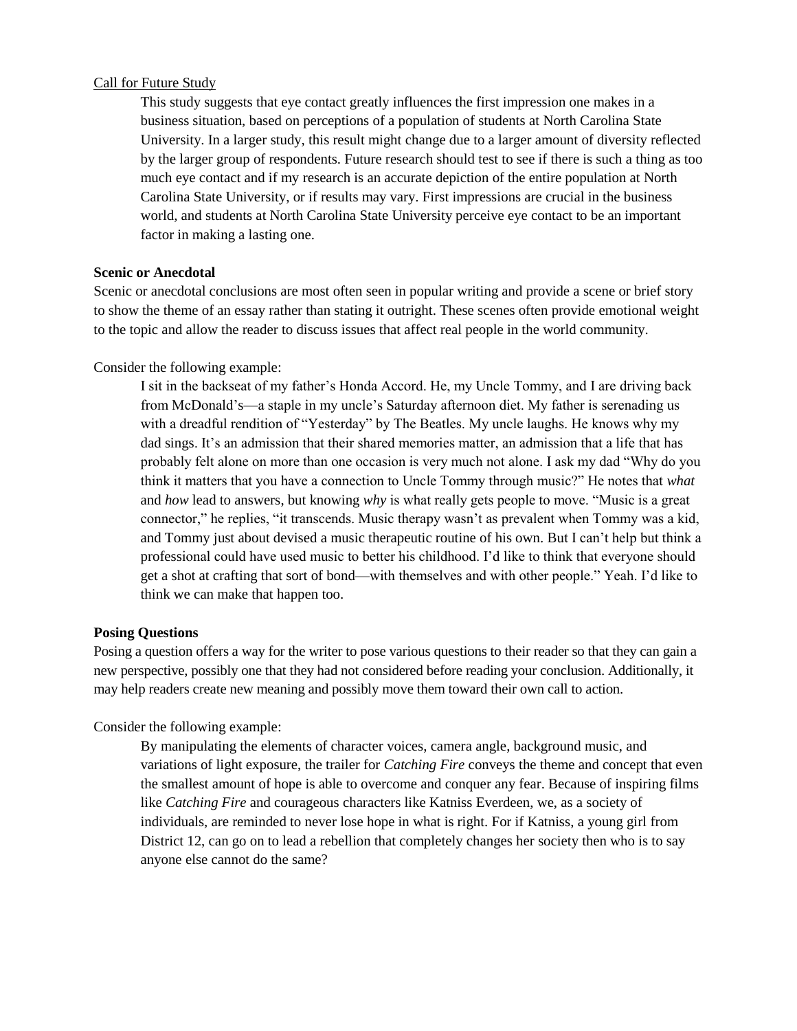Call for Future Study

> This study suggests that eye contact greatly influences the first impression one makes in a business situation, based on perceptions of a population of students at North Carolina State University. In a larger study, this result might change due to a larger amount of diversity reflected by the larger group of respondents. Future research should test to see if there is such a thing as too much eye contact and if my research is an accurate depiction of the entire population at North Carolina State University, or if results may vary. First impressions are crucial in the business world, and students at North Carolina State University perceive eye contact to be an important factor in making a lasting one.

**Scenic or Anecdotal**

Scenic or anecdotal conclusions are most often seen in popular writing and provide a scene or brief story to show the theme of an essay rather than stating it outright. These scenes often provide emotional weight to the topic and allow the reader to discuss issues that affect real people in the world community.

Consider the following example:

> I sit in the backseat of my father's Honda Accord. He, my Uncle Tommy, and I are driving back from McDonald's—a staple in my uncle's Saturday afternoon diet. My father is serenading us with a dreadful rendition of "Yesterday" by The Beatles. My uncle laughs. He knows why my dad sings. It's an admission that their shared memories matter, an admission that a life that has probably felt alone on more than one occasion is very much not alone. I ask my dad "Why do you think it matters that you have a connection to Uncle Tommy through music?" He notes that *what* and *how* lead to answers, but knowing *why* is what really gets people to move. "Music is a great connector," he replies, "it transcends. Music therapy wasn't as prevalent when Tommy was a kid, and Tommy just about devised a music therapeutic routine of his own. But I can't help but think a professional could have used music to better his childhood. I'd like to think that everyone should get a shot at crafting that sort of bond—with themselves and with other people." Yeah. I'd like to think we can make that happen too.

**Posing Questions**

Posing a question offers a way for the writer to pose various questions to their reader so that they can gain a new perspective, possibly one that they had not considered before reading your conclusion. Additionally, it may help readers create new meaning and possibly move them toward their own call to action.

Consider the following example:

> By manipulating the elements of character voices, camera angle, background music, and variations of light exposure, the trailer for *Catching Fire* conveys the theme and concept that even the smallest amount of hope is able to overcome and conquer any fear. Because of inspiring films like *Catching Fire* and courageous characters like Katniss Everdeen, we, as a society of individuals, are reminded to never lose hope in what is right. For if Katniss, a young girl from District 12, can go on to lead a rebellion that completely changes her society then who is to say anyone else cannot do the same?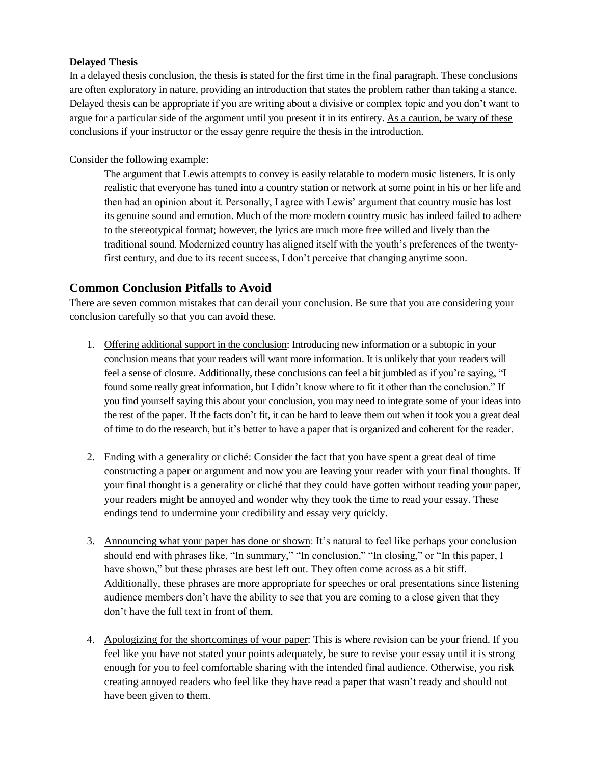**Delayed Thesis**

In a delayed thesis conclusion, the thesis is stated for the first time in the final paragraph. These conclusions are often exploratory in nature, providing an introduction that states the problem rather than taking a stance. Delayed thesis can be appropriate if you are writing about a divisive or complex topic and you don't want to argue for a particular side of the argument until you present it in its entirety. <u>As a caution, be wary of these conclusions if your instructor or the essay genre require the thesis in the introduction.</u>

Consider the following example:

> The argument that Lewis attempts to convey is easily relatable to modern music listeners. It is only realistic that everyone has tuned into a country station or network at some point in his or her life and then had an opinion about it. Personally, I agree with Lewis' argument that country music has lost its genuine sound and emotion. Much of the more modern country music has indeed failed to adhere to the stereotypical format; however, the lyrics are much more free willed and lively than the traditional sound. Modernized country has aligned itself with the youth's preferences of the twenty-first century, and due to its recent success, I don't perceive that changing anytime soon.

## Common Conclusion Pitfalls to Avoid

There are seven common mistakes that can derail your conclusion. Be sure that you are considering your conclusion carefully so that you can avoid these.

1. <u>Offering additional support in the conclusion</u>: Introducing new information or a subtopic in your conclusion means that your readers will want more information. It is unlikely that your readers will feel a sense of closure. Additionally, these conclusions can feel a bit jumbled as if you're saying, "I found some really great information, but I didn't know where to fit it other than the conclusion." If you find yourself saying this about your conclusion, you may need to integrate some of your ideas into the rest of the paper. If the facts don't fit, it can be hard to leave them out when it took you a great deal of time to do the research, but it's better to have a paper that is organized and coherent for the reader.

2. <u>Ending with a generality or cliché</u>: Consider the fact that you have spent a great deal of time constructing a paper or argument and now you are leaving your reader with your final thoughts. If your final thought is a generality or cliché that they could have gotten without reading your paper, your readers might be annoyed and wonder why they took the time to read your essay. These endings tend to undermine your credibility and essay very quickly.

3. <u>Announcing what your paper has done or shown</u>: It's natural to feel like perhaps your conclusion should end with phrases like, "In summary," "In conclusion," "In closing," or "In this paper, I have shown," but these phrases are best left out. They often come across as a bit stiff. Additionally, these phrases are more appropriate for speeches or oral presentations since listening audience members don't have the ability to see that you are coming to a close given that they don't have the full text in front of them.

4. <u>Apologizing for the shortcomings of your paper</u>: This is where revision can be your friend. If you feel like you have not stated your points adequately, be sure to revise your essay until it is strong enough for you to feel comfortable sharing with the intended final audience. Otherwise, you risk creating annoyed readers who feel like they have read a paper that wasn't ready and should not have been given to them.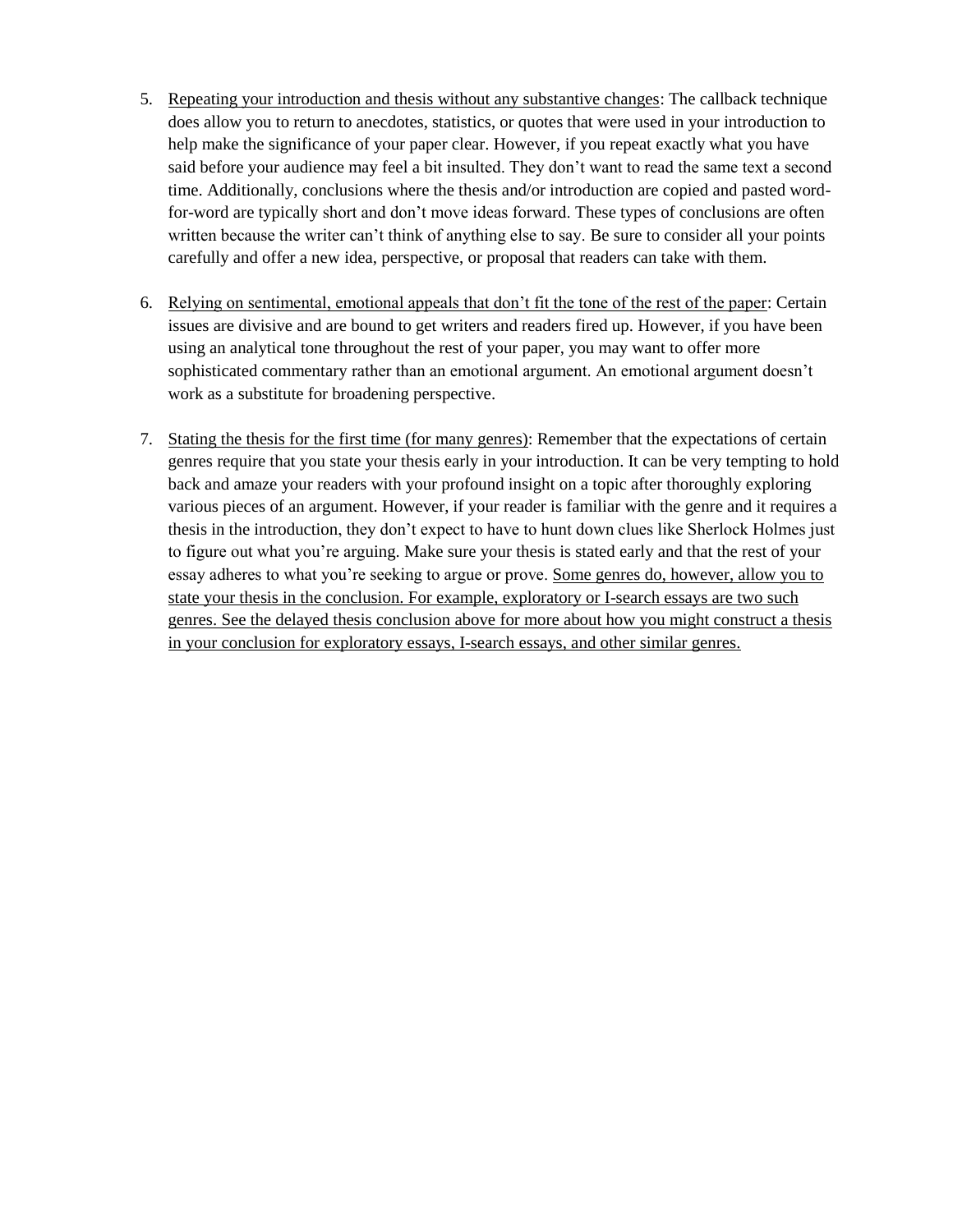5. <u>Repeating your introduction and thesis without any substantive changes</u>: The callback technique does allow you to return to anecdotes, statistics, or quotes that were used in your introduction to help make the significance of your paper clear. However, if you repeat exactly what you have said before your audience may feel a bit insulted. They don't want to read the same text a second time. Additionally, conclusions where the thesis and/or introduction are copied and pasted word-for-word are typically short and don't move ideas forward. These types of conclusions are often written because the writer can't think of anything else to say. Be sure to consider all your points carefully and offer a new idea, perspective, or proposal that readers can take with them.

6. <u>Relying on sentimental, emotional appeals that don't fit the tone of the rest of the paper</u>: Certain issues are divisive and are bound to get writers and readers fired up. However, if you have been using an analytical tone throughout the rest of your paper, you may want to offer more sophisticated commentary rather than an emotional argument. An emotional argument doesn't work as a substitute for broadening perspective.

7. <u>Stating the thesis for the first time (for many genres)</u>: Remember that the expectations of certain genres require that you state your thesis early in your introduction. It can be very tempting to hold back and amaze your readers with your profound insight on a topic after thoroughly exploring various pieces of an argument. However, if your reader is familiar with the genre and it requires a thesis in the introduction, they don't expect to have to hunt down clues like Sherlock Holmes just to figure out what you're arguing. Make sure your thesis is stated early and that the rest of your essay adheres to what you're seeking to argue or prove. <u>Some genres do, however, allow you to state your thesis in the conclusion. For example, exploratory or I-search essays are two such genres. See the delayed thesis conclusion above for more about how you might construct a thesis in your conclusion for exploratory essays, I-search essays, and other similar genres.</u>